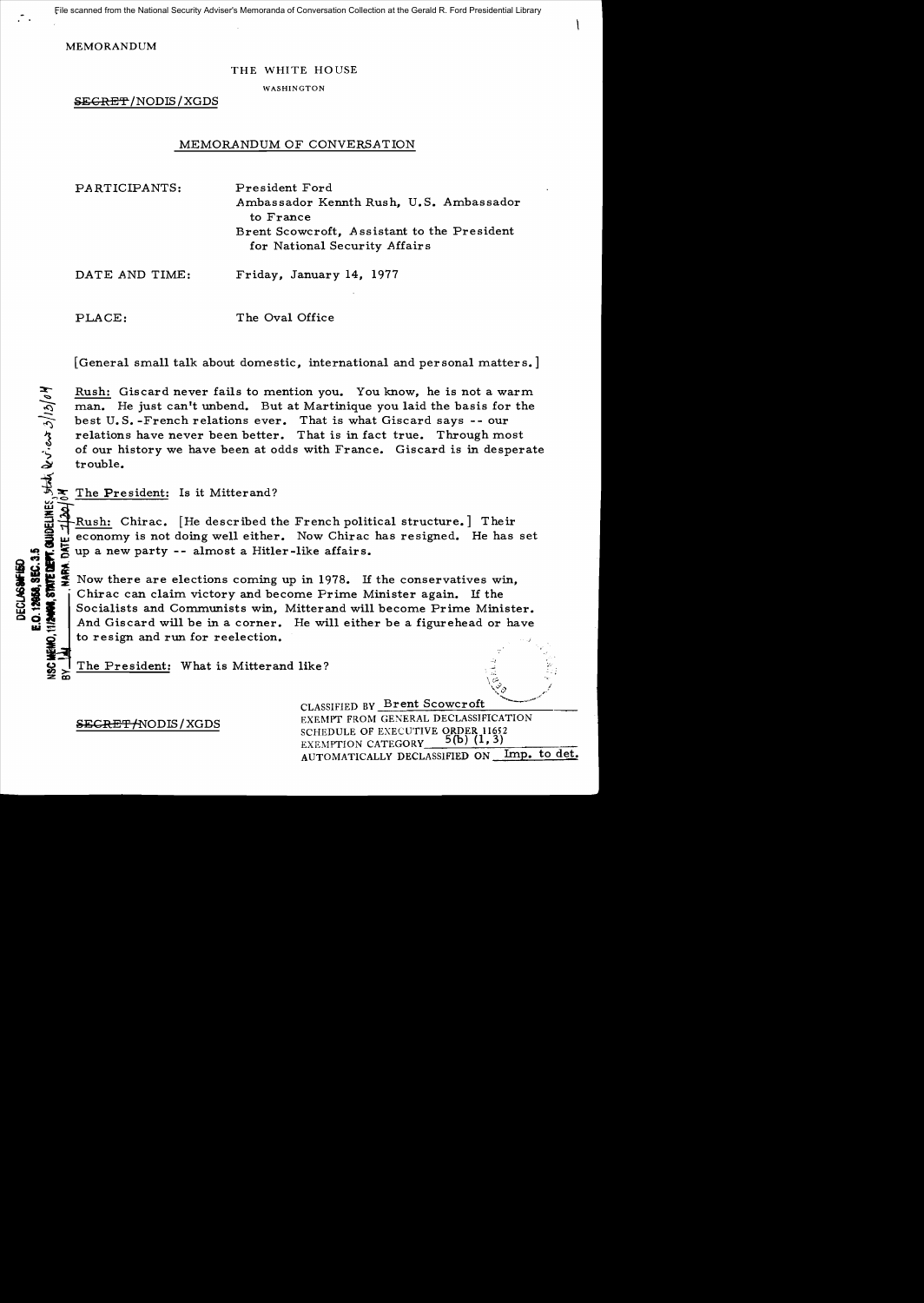MEMORANDUM

THE WHITE HOUSE

WASHINGTON

~~SECRET~~/NODIS/XGDS

MEMORANDUM OF CONVERSATION

PARTICIPANTS: President Ford
Ambassador Kennth Rush, U.S. Ambassador to France
Brent Scowcroft, Assistant to the President for National Security Affairs

DATE AND TIME: Friday, January 14, 1977

PLACE: The Oval Office

[General small talk about domestic, international and personal matters.]

Rush: Giscard never fails to mention you. You know, he is not a warm man. He just can't unbend. But at Martinique you laid the basis for the best U.S.-French relations ever. That is what Giscard says -- our relations have never been better. That is in fact true. Through most of our history we have been at odds with France. Giscard is in desperate trouble.

The President: Is it Mitterand?

Rush: Chirac. [He described the French political structure.] Their economy is not doing well either. Now Chirac has resigned. He has set up a new party -- almost a Hitler-like affairs.

Now there are elections coming up in 1978. If the conservatives win, Chirac can claim victory and become Prime Minister again. If the Socialists and Communists win, Mitterand will become Prime Minister. And Giscard will be in a corner. He will either be a figurehead or have to resign and run for reelection.

The President: What is Mitterand like?

DECLASSIFIED
E.O. 12958, SEC. 3.5
NSC MEMO, 11/24/98, STATE DEPT. GUIDELINES, State Review 3/13/04
BY , NARA DATE 7/30/04

~~SECRET~~/NODIS/XGDS

CLASSIFIED BY Brent Scowcroft
EXEMPT FROM GENERAL DECLASSIFICATION SCHEDULE OF EXECUTIVE ORDER 11652
EXEMPTION CATEGORY 5(b) (1, 3)
AUTOMATICALLY DECLASSIFIED ON Imp. to det.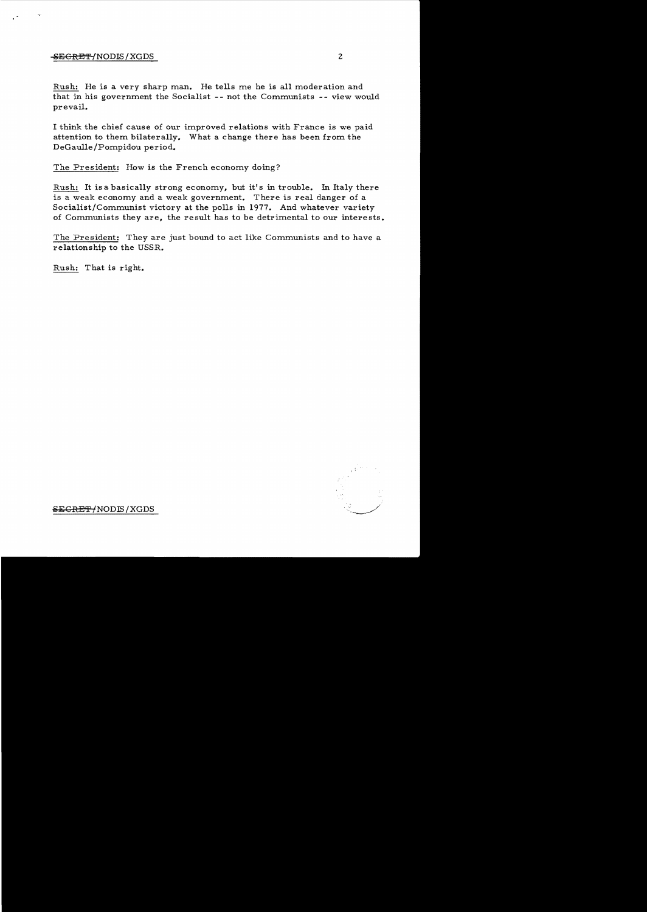Rush: He is a very sharp man. He tells me he is all moderation and that in his government the Socialist -- not the Communists -- view would prevail.

I think the chief cause of our improved relations with France is we paid attention to them bilaterally. What a change there has been from the DeGaulle/Pompidou period.

The President: How is the French economy doing?

Rush: It is a basically strong economy, but it's in trouble. In Italy there is a weak economy and a weak government. There is real danger of a Socialist/Communist victory at the polls in 1977. And whatever variety of Communists they are, the result has to be detrimental to our interests.

The President: They are just bound to act like Communists and to have a relationship to the USSR.

Rush: That is right.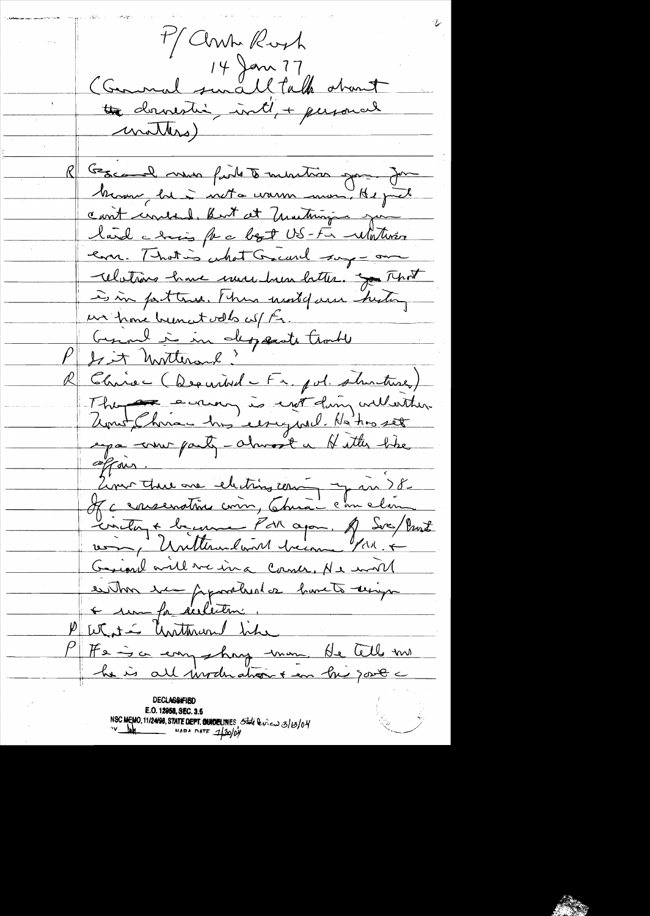P/ Amb Rush
14 Jan 77
(General small talk about the domestic, int'l, + personal matters)

R Giscard never fails to mention you. Jim knows he is not a warm man. He just can't unbend. But at Martinique you laid a basis for a best US-Fr relations ever. That is what Giscard says — our relations have never been better. ~~You~~ That is in part true. Through most our history we have been at odds w/ Fr.

Giscard is in desperate trouble

P Is it Mitterand?

R Chirac (Described — Fr. pol. structure) The ~~was~~ economy is not doing well either. Now Chirac has resigned. He has set up a new party — almost a Hitler-like affair.

Now there are elections coming up in '78. If conservatives win, Chirac can claim victory + become PM again. If Soc/Comm win, Mitterand will become PM. + Giscard will be in a corner. He will either be a figurehead or have to resign + run for reelection.

P What is Mitterand like

P He is a very strong man. He tells me he is all moderation + in his govt a

DECLASSIFIED
E.O. 12958, SEC. 3.5
NSC MEMO, 11/24/98, STATE DEPT. GUIDELINES State Review 3/18/04
BY lah NARA DATE 7/30/04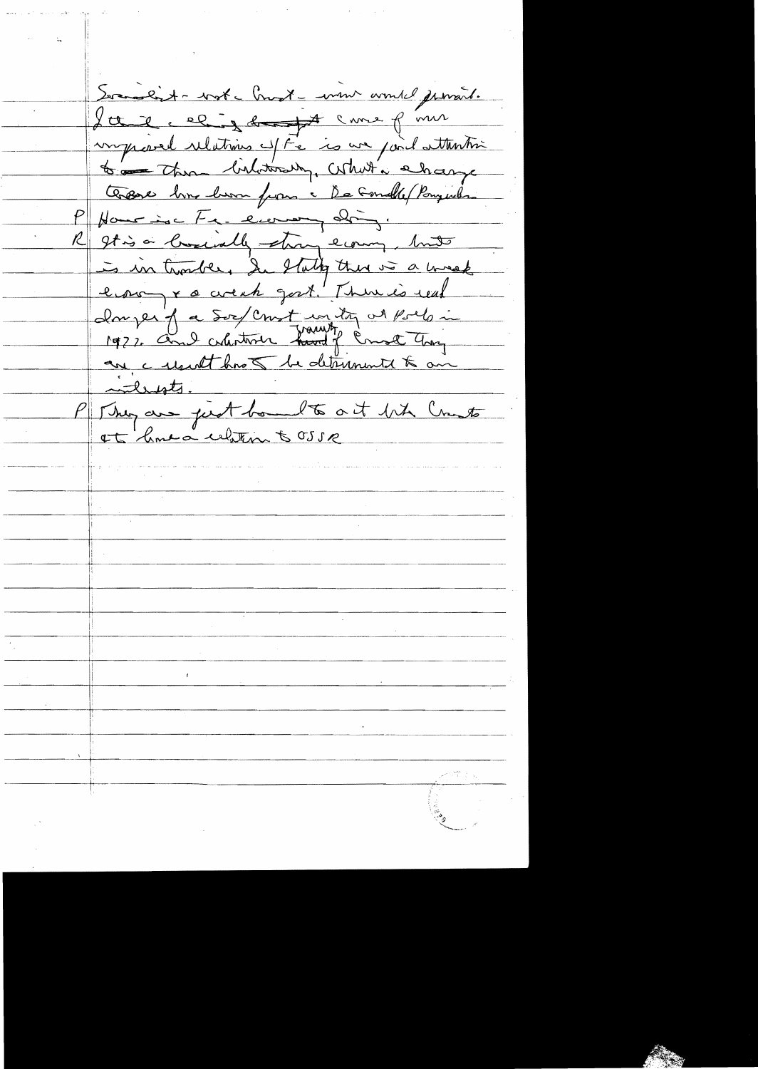Socialist-not Communist-minor would permit.

I think the single most important cause of our improved relations w/ Fr is we paid attention to them bilaterally. What a change there has been from the DeGaulle/Pompidou.

P How is the Fr. economy doing.

R It is a basically strong economy, but is in trouble. In Italy there is a weak economy & a weak govt. There is real danger of a Soc/Comm victory at polls in 1977. And whatever brand of Commie they are, a result has to be detrimental to our interests.

P They are just bound to act with Commies & to have a relation to USSR